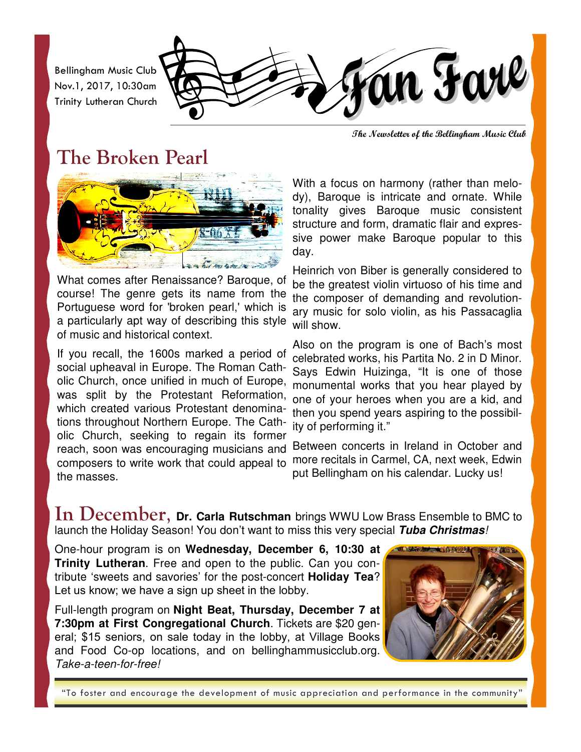Bellingham Music Club
Nov.1, 2017, 10:30am
Trinity Lutheran Church

# Fan Fare

*The Newsletter of the Bellingham Music Club*

## The Broken Pearl

What comes after Renaissance? Baroque, of course! The genre gets its name from the Portuguese word for 'broken pearl,' which is a particularly apt way of describing this style of music and historical context.

If you recall, the 1600s marked a period of social upheaval in Europe. The Roman Catholic Church, once unified in much of Europe, was split by the Protestant Reformation, which created various Protestant denominations throughout Northern Europe. The Catholic Church, seeking to regain its former reach, soon was encouraging musicians and composers to write work that could appeal to the masses.

With a focus on harmony (rather than melody), Baroque is intricate and ornate. While tonality gives Baroque music consistent structure and form, dramatic flair and expressive power make Baroque popular to this day.

Heinrich von Biber is generally considered to be the greatest violin virtuoso of his time and the composer of demanding and revolutionary music for solo violin, as his Passacaglia will show.

Also on the program is one of Bach's most celebrated works, his Partita No. 2 in D Minor. Says Edwin Huizinga, "It is one of those monumental works that you hear played by one of your heroes when you are a kid, and then you spend years aspiring to the possibility of performing it."

Between concerts in Ireland in October and more recitals in Carmel, CA, next week, Edwin put Bellingham on his calendar. Lucky us!

## In December, **Dr. Carla Rutschman** brings WWU Low Brass Ensemble to BMC to launch the Holiday Season! You don't want to miss this very special ***Tuba Christmas***!

One-hour program is on **Wednesday, December 6, 10:30 at Trinity Lutheran**. Free and open to the public. Can you contribute 'sweets and savories' for the post-concert **Holiday Tea**? Let us know; we have a sign up sheet in the lobby.

Full-length program on **Night Beat, Thursday, December 7 at 7:30pm at First Congregational Church**. Tickets are $20 general; $15 seniors, on sale today in the lobby, at Village Books and Food Co-op locations, and on bellinghammusicclub.org. *Take-a-teen-for-free!*

"To foster and encourage the development of music appreciation and performance in the community"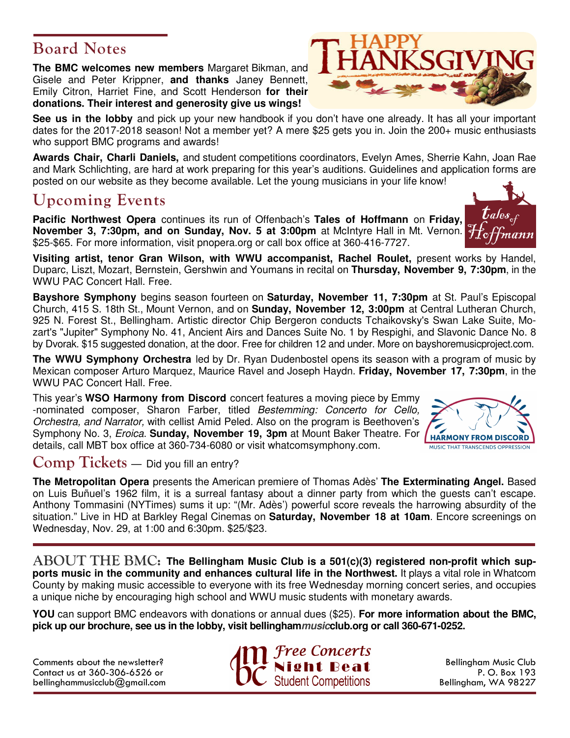## Board Notes

**The BMC welcomes new members** Margaret Bikman, and Gisele and Peter Krippner, **and thanks** Janey Bennett, Emily Citron, Harriet Fine, and Scott Henderson **for their donations. Their interest and generosity give us wings!**

**See us in the lobby** and pick up your new handbook if you don't have one already. It has all your important dates for the 2017-2018 season! Not a member yet? A mere $25 gets you in. Join the 200+ music enthusiasts who support BMC programs and awards!

**Awards Chair, Charli Daniels,** and student competitions coordinators, Evelyn Ames, Sherrie Kahn, Joan Rae and Mark Schlichting, are hard at work preparing for this year's auditions. Guidelines and application forms are posted on our website as they become available. Let the young musicians in your life know!

## Upcoming Events

**Pacific Northwest Opera** continues its run of Offenbach's **Tales of Hoffmann** on **Friday, November 3, 7:30pm, and on Sunday, Nov. 5 at 3:00pm** at McIntyre Hall in Mt. Vernon. $25-$65. For more information, visit pnopera.org or call box office at 360-416-7727.

**Visiting artist, tenor Gran Wilson, with WWU accompanist, Rachel Roulet,** present works by Handel, Duparc, Liszt, Mozart, Bernstein, Gershwin and Youmans in recital on **Thursday, November 9, 7:30pm**, in the WWU PAC Concert Hall. Free.

**Bayshore Symphony** begins season fourteen on **Saturday, November 11, 7:30pm** at St. Paul's Episcopal Church, 415 S. 18th St., Mount Vernon, and on **Sunday, November 12, 3:00pm** at Central Lutheran Church, 925 N. Forest St., Bellingham. Artistic director Chip Bergeron conducts Tchaikovsky's Swan Lake Suite, Mozart's "Jupiter" Symphony No. 41, Ancient Airs and Dances Suite No. 1 by Respighi, and Slavonic Dance No. 8 by Dvorak. $15 suggested donation, at the door. Free for children 12 and under. More on bayshoremusicproject.com.

**The WWU Symphony Orchestra** led by Dr. Ryan Dudenbostel opens its season with a program of music by Mexican composer Arturo Marquez, Maurice Ravel and Joseph Haydn. **Friday, November 17, 7:30pm**, in the WWU PAC Concert Hall. Free.

This year's **WSO Harmony from Discord** concert features a moving piece by Emmy-nominated composer, Sharon Farber, titled *Bestemming: Concerto for Cello, Orchestra, and Narrator,* with cellist Amid Peled. Also on the program is Beethoven's Symphony No. 3, *Eroica*. **Sunday, November 19, 3pm** at Mount Baker Theatre. For details, call MBT box office at 360-734-6080 or visit whatcomsymphony.com.

## Comp Tickets — Did you fill an entry?

**The Metropolitan Opera** presents the American premiere of Thomas Adès' **The Exterminating Angel.** Based on Luis Buñuel's 1962 film, it is a surreal fantasy about a dinner party from which the guests can't escape. Anthony Tommasini (NYTimes) sums it up: "(Mr. Adès') powerful score reveals the harrowing absurdity of the situation." Live in HD at Barkley Regal Cinemas on **Saturday, November 18 at 10am**. Encore screenings on Wednesday, Nov. 29, at 1:00 and 6:30pm. $25/$23.

---

**ABOUT THE BMC: The Bellingham Music Club is a 501(c)(3) registered non-profit which supports music in the community and enhances cultural life in the Northwest.** It plays a vital role in Whatcom County by making music accessible to everyone with its free Wednesday morning concert series, and occupies a unique niche by encouraging high school and WWU music students with monetary awards.

**YOU** can support BMC endeavors with donations or annual dues ($25). **For more information about the BMC, pick up our brochure, see us in the lobby, visit bellingham*music*club.org or call 360-671-0252.**

Comments about the newsletter?
Contact us at 360-306-6526 or
bellinghammusicclub@gmail.com

*Free Concerts*
**Night Beat**
Student Competitions

Bellingham Music Club
P. O. Box 193
Bellingham, WA 98227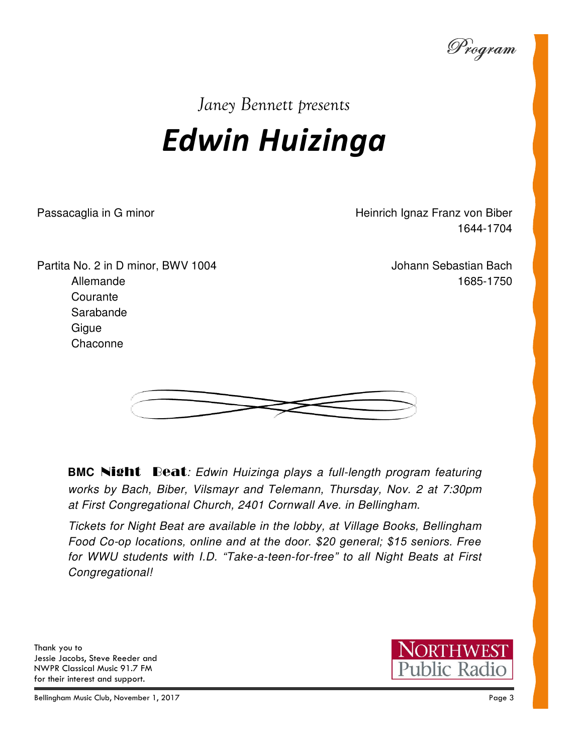*Program*

*Janey Bennett presents*

# *Edwin Huizinga*

| | |
|---|---|
| Passacaglia in G minor | Heinrich Ignaz Franz von Biber 1644-1704 |
| Partita No. 2 in D minor, BWV 1004 | Johann Sebastian Bach 1685-1750 |

Partita No. 2 movements:

- Allemande
- Courante
- Sarabande
- Gigue
- Chaconne

**BMC Night Beat***: Edwin Huizinga plays a full-length program featuring works by Bach, Biber, Vilsmayr and Telemann, Thursday, Nov. 2 at 7:30pm at First Congregational Church, 2401 Cornwall Ave. in Bellingham.*

*Tickets for Night Beat are available in the lobby, at Village Books, Bellingham Food Co-op locations, online and at the door. $20 general; $15 seniors. Free for WWU students with I.D. "Take-a-teen-for-free" to all Night Beats at First Congregational!*

Thank you to Jessie Jacobs, Steve Reeder and NWPR Classical Music 91.7 FM for their interest and support.

NORTHWEST Public Radio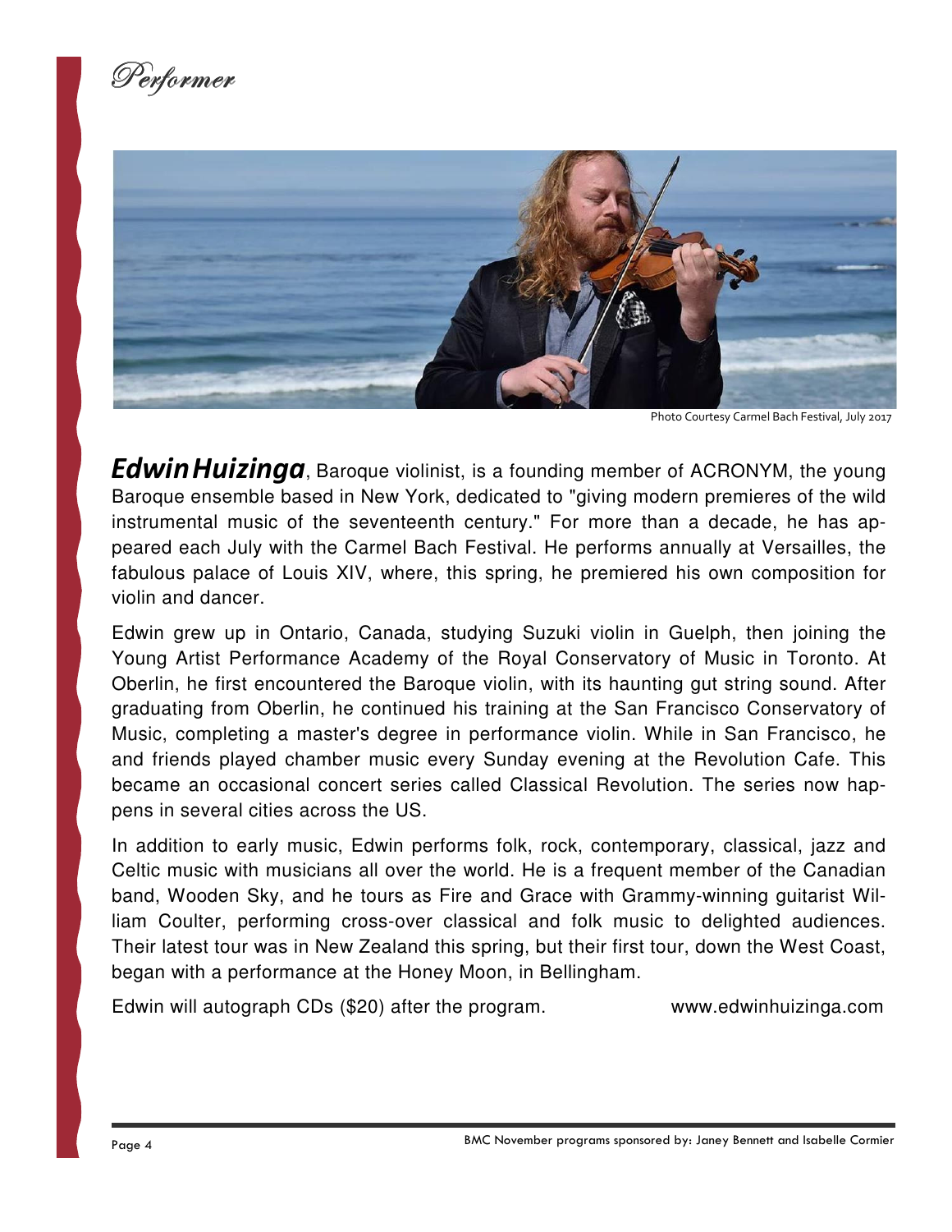# Performer

Photo Courtesy Carmel Bach Festival, July 2017

***Edwin Huizinga***, Baroque violinist, is a founding member of ACRONYM, the young Baroque ensemble based in New York, dedicated to "giving modern premieres of the wild instrumental music of the seventeenth century." For more than a decade, he has appeared each July with the Carmel Bach Festival. He performs annually at Versailles, the fabulous palace of Louis XIV, where, this spring, he premiered his own composition for violin and dancer.

Edwin grew up in Ontario, Canada, studying Suzuki violin in Guelph, then joining the Young Artist Performance Academy of the Royal Conservatory of Music in Toronto. At Oberlin, he first encountered the Baroque violin, with its haunting gut string sound. After graduating from Oberlin, he continued his training at the San Francisco Conservatory of Music, completing a master's degree in performance violin. While in San Francisco, he and friends played chamber music every Sunday evening at the Revolution Cafe. This became an occasional concert series called Classical Revolution. The series now happens in several cities across the US.

In addition to early music, Edwin performs folk, rock, contemporary, classical, jazz and Celtic music with musicians all over the world. He is a frequent member of the Canadian band, Wooden Sky, and he tours as Fire and Grace with Grammy-winning guitarist William Coulter, performing cross-over classical and folk music to delighted audiences. Their latest tour was in New Zealand this spring, but their first tour, down the West Coast, began with a performance at the Honey Moon, in Bellingham.

Edwin will autograph CDs ($20) after the program. www.edwinhuizinga.com

BMC November programs sponsored by: Janey Bennett and Isabelle Cormier